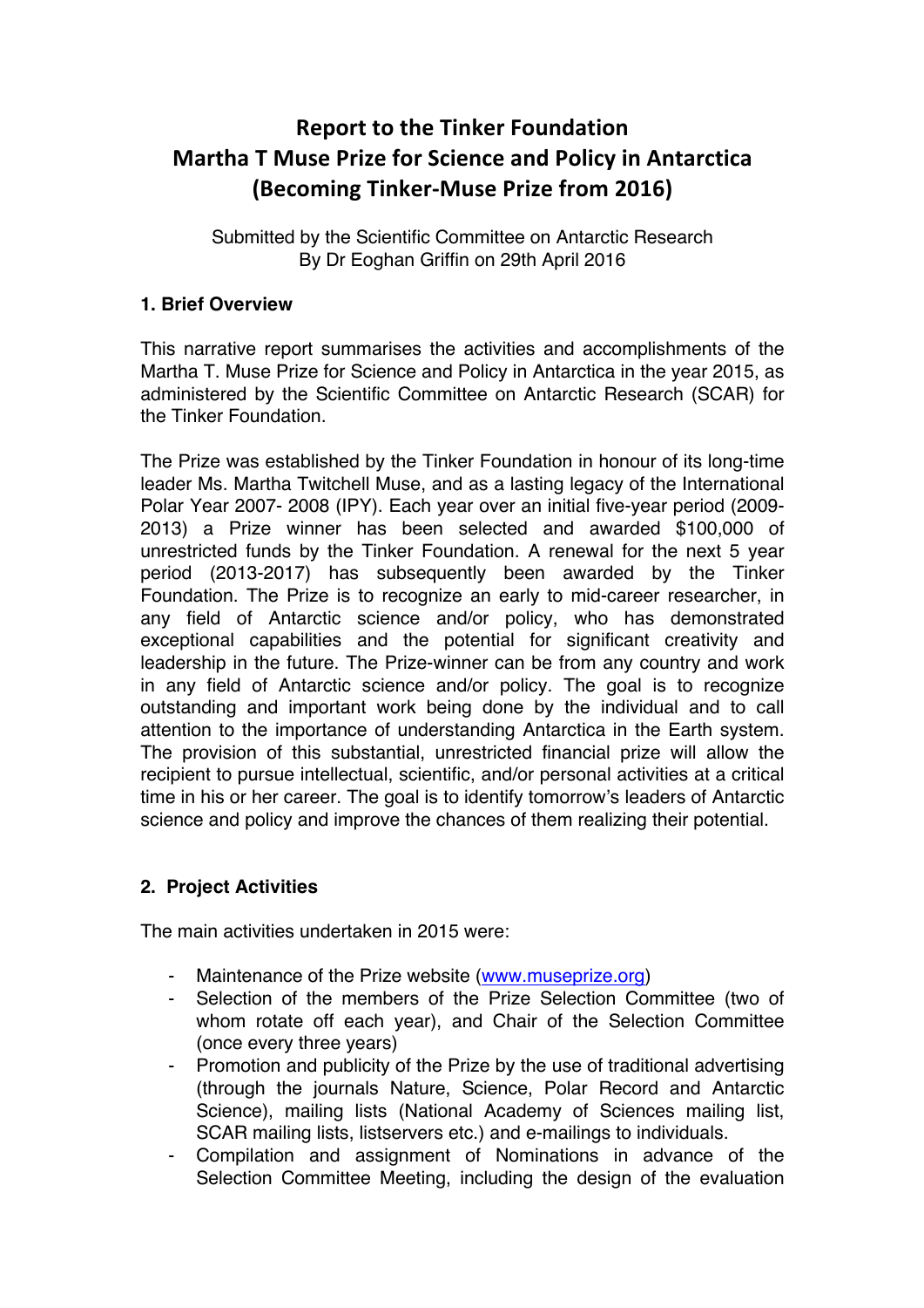# Report to the Tinker Foundation
# Martha T Muse Prize for Science and Policy in Antarctica
# (Becoming Tinker-Muse Prize from 2016)

Submitted by the Scientific Committee on Antarctic Research
By Dr Eoghan Griffin on 29th April 2016

### 1. Brief Overview

This narrative report summarises the activities and accomplishments of the Martha T. Muse Prize for Science and Policy in Antarctica in the year 2015, as administered by the Scientific Committee on Antarctic Research (SCAR) for the Tinker Foundation.

The Prize was established by the Tinker Foundation in honour of its long-time leader Ms. Martha Twitchell Muse, and as a lasting legacy of the International Polar Year 2007- 2008 (IPY). Each year over an initial five-year period (2009-2013) a Prize winner has been selected and awarded $100,000 of unrestricted funds by the Tinker Foundation. A renewal for the next 5 year period (2013-2017) has subsequently been awarded by the Tinker Foundation. The Prize is to recognize an early to mid-career researcher, in any field of Antarctic science and/or policy, who has demonstrated exceptional capabilities and the potential for significant creativity and leadership in the future. The Prize-winner can be from any country and work in any field of Antarctic science and/or policy. The goal is to recognize outstanding and important work being done by the individual and to call attention to the importance of understanding Antarctica in the Earth system. The provision of this substantial, unrestricted financial prize will allow the recipient to pursue intellectual, scientific, and/or personal activities at a critical time in his or her career. The goal is to identify tomorrow's leaders of Antarctic science and policy and improve the chances of them realizing their potential.

### 2. Project Activities

The main activities undertaken in 2015 were:

- Maintenance of the Prize website (www.museprize.org)
- Selection of the members of the Prize Selection Committee (two of whom rotate off each year), and Chair of the Selection Committee (once every three years)
- Promotion and publicity of the Prize by the use of traditional advertising (through the journals Nature, Science, Polar Record and Antarctic Science), mailing lists (National Academy of Sciences mailing list, SCAR mailing lists, listservers etc.) and e-mailings to individuals.
- Compilation and assignment of Nominations in advance of the Selection Committee Meeting, including the design of the evaluation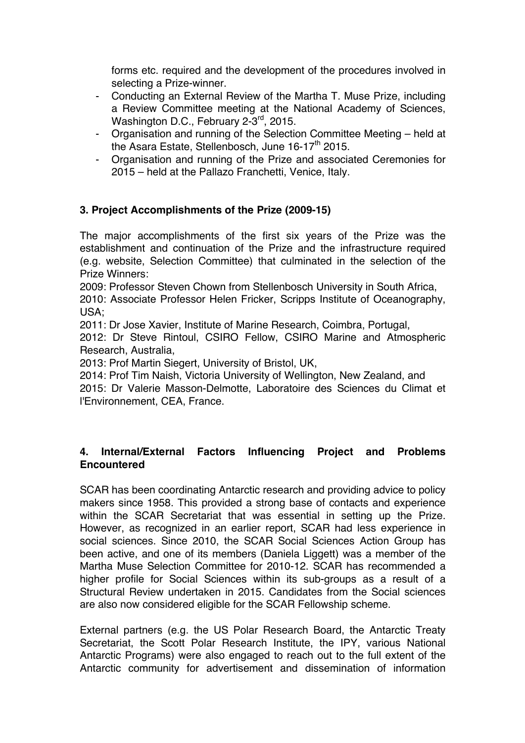forms etc. required and the development of the procedures involved in selecting a Prize-winner.

- Conducting an External Review of the Martha T. Muse Prize, including a Review Committee meeting at the National Academy of Sciences, Washington D.C., February 2-3rd, 2015.
- Organisation and running of the Selection Committee Meeting – held at the Asara Estate, Stellenbosch, June 16-17th 2015.
- Organisation and running of the Prize and associated Ceremonies for 2015 – held at the Pallazo Franchetti, Venice, Italy.

## 3. Project Accomplishments of the Prize (2009-15)

The major accomplishments of the first six years of the Prize was the establishment and continuation of the Prize and the infrastructure required (e.g. website, Selection Committee) that culminated in the selection of the Prize Winners:

2009: Professor Steven Chown from Stellenbosch University in South Africa,
2010: Associate Professor Helen Fricker, Scripps Institute of Oceanography, USA;
2011: Dr Jose Xavier, Institute of Marine Research, Coimbra, Portugal,
2012: Dr Steve Rintoul, CSIRO Fellow, CSIRO Marine and Atmospheric Research, Australia,
2013: Prof Martin Siegert, University of Bristol, UK,
2014: Prof Tim Naish, Victoria University of Wellington, New Zealand, and
2015: Dr Valerie Masson-Delmotte, Laboratoire des Sciences du Climat et l'Environnement, CEA, France.

## 4. Internal/External Factors Influencing Project and Problems Encountered

SCAR has been coordinating Antarctic research and providing advice to policy makers since 1958. This provided a strong base of contacts and experience within the SCAR Secretariat that was essential in setting up the Prize. However, as recognized in an earlier report, SCAR had less experience in social sciences. Since 2010, the SCAR Social Sciences Action Group has been active, and one of its members (Daniela Liggett) was a member of the Martha Muse Selection Committee for 2010-12. SCAR has recommended a higher profile for Social Sciences within its sub-groups as a result of a Structural Review undertaken in 2015. Candidates from the Social sciences are also now considered eligible for the SCAR Fellowship scheme.

External partners (e.g. the US Polar Research Board, the Antarctic Treaty Secretariat, the Scott Polar Research Institute, the IPY, various National Antarctic Programs) were also engaged to reach out to the full extent of the Antarctic community for advertisement and dissemination of information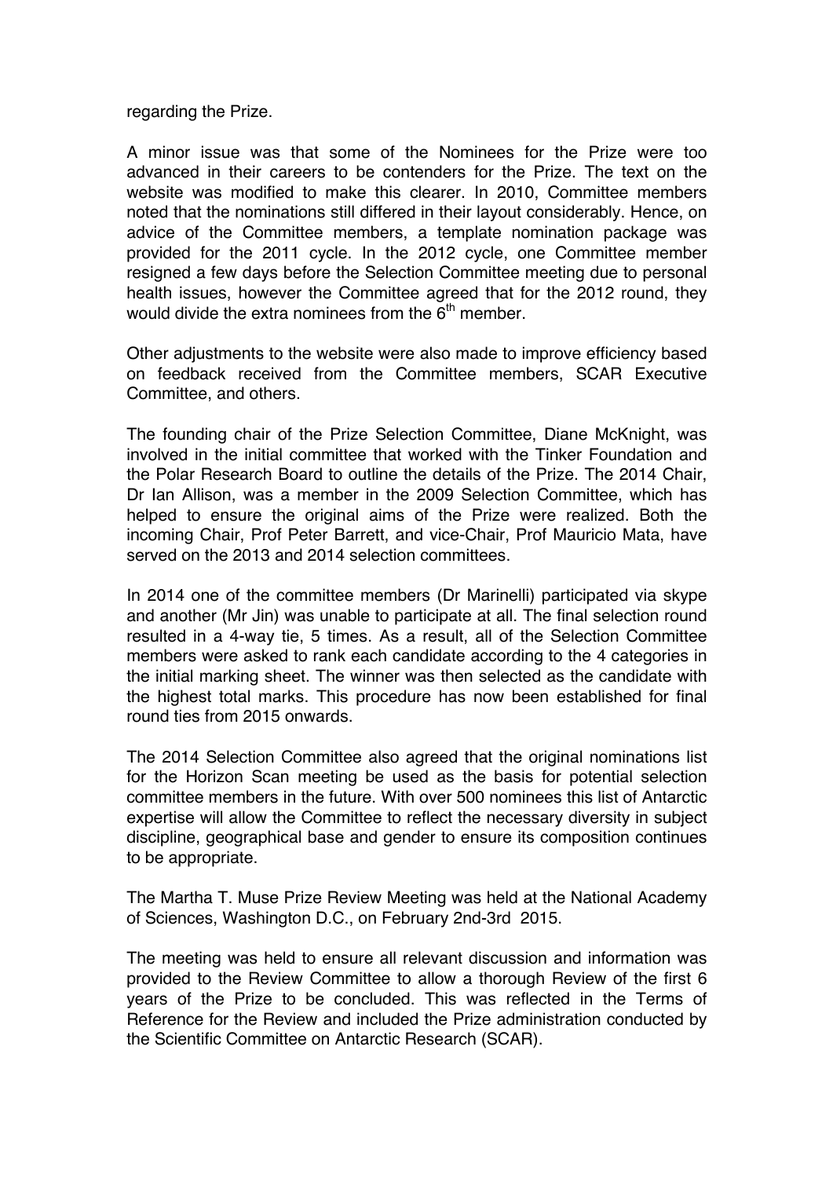regarding the Prize.

A minor issue was that some of the Nominees for the Prize were too advanced in their careers to be contenders for the Prize. The text on the website was modified to make this clearer. In 2010, Committee members noted that the nominations still differed in their layout considerably. Hence, on advice of the Committee members, a template nomination package was provided for the 2011 cycle. In the 2012 cycle, one Committee member resigned a few days before the Selection Committee meeting due to personal health issues, however the Committee agreed that for the 2012 round, they would divide the extra nominees from the 6th member.

Other adjustments to the website were also made to improve efficiency based on feedback received from the Committee members, SCAR Executive Committee, and others.

The founding chair of the Prize Selection Committee, Diane McKnight, was involved in the initial committee that worked with the Tinker Foundation and the Polar Research Board to outline the details of the Prize. The 2014 Chair, Dr Ian Allison, was a member in the 2009 Selection Committee, which has helped to ensure the original aims of the Prize were realized. Both the incoming Chair, Prof Peter Barrett, and vice-Chair, Prof Mauricio Mata, have served on the 2013 and 2014 selection committees.

In 2014 one of the committee members (Dr Marinelli) participated via skype and another (Mr Jin) was unable to participate at all. The final selection round resulted in a 4-way tie, 5 times. As a result, all of the Selection Committee members were asked to rank each candidate according to the 4 categories in the initial marking sheet. The winner was then selected as the candidate with the highest total marks. This procedure has now been established for final round ties from 2015 onwards.

The 2014 Selection Committee also agreed that the original nominations list for the Horizon Scan meeting be used as the basis for potential selection committee members in the future. With over 500 nominees this list of Antarctic expertise will allow the Committee to reflect the necessary diversity in subject discipline, geographical base and gender to ensure its composition continues to be appropriate.

The Martha T. Muse Prize Review Meeting was held at the National Academy of Sciences, Washington D.C., on February 2nd-3rd 2015.

The meeting was held to ensure all relevant discussion and information was provided to the Review Committee to allow a thorough Review of the first 6 years of the Prize to be concluded. This was reflected in the Terms of Reference for the Review and included the Prize administration conducted by the Scientific Committee on Antarctic Research (SCAR).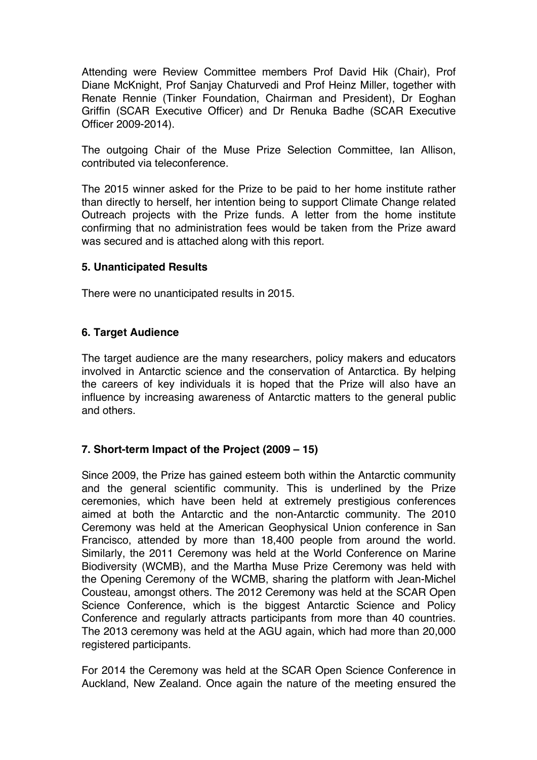Attending were Review Committee members Prof David Hik (Chair), Prof Diane McKnight, Prof Sanjay Chaturvedi and Prof Heinz Miller, together with Renate Rennie (Tinker Foundation, Chairman and President), Dr Eoghan Griffin (SCAR Executive Officer) and Dr Renuka Badhe (SCAR Executive Officer 2009-2014).

The outgoing Chair of the Muse Prize Selection Committee, Ian Allison, contributed via teleconference.

The 2015 winner asked for the Prize to be paid to her home institute rather than directly to herself, her intention being to support Climate Change related Outreach projects with the Prize funds. A letter from the home institute confirming that no administration fees would be taken from the Prize award was secured and is attached along with this report.

**5. Unanticipated Results**

There were no unanticipated results in 2015.

**6. Target Audience**

The target audience are the many researchers, policy makers and educators involved in Antarctic science and the conservation of Antarctica. By helping the careers of key individuals it is hoped that the Prize will also have an influence by increasing awareness of Antarctic matters to the general public and others.

**7. Short-term Impact of the Project (2009 – 15)**

Since 2009, the Prize has gained esteem both within the Antarctic community and the general scientific community. This is underlined by the Prize ceremonies, which have been held at extremely prestigious conferences aimed at both the Antarctic and the non-Antarctic community. The 2010 Ceremony was held at the American Geophysical Union conference in San Francisco, attended by more than 18,400 people from around the world. Similarly, the 2011 Ceremony was held at the World Conference on Marine Biodiversity (WCMB), and the Martha Muse Prize Ceremony was held with the Opening Ceremony of the WCMB, sharing the platform with Jean-Michel Cousteau, amongst others. The 2012 Ceremony was held at the SCAR Open Science Conference, which is the biggest Antarctic Science and Policy Conference and regularly attracts participants from more than 40 countries. The 2013 ceremony was held at the AGU again, which had more than 20,000 registered participants.

For 2014 the Ceremony was held at the SCAR Open Science Conference in Auckland, New Zealand. Once again the nature of the meeting ensured the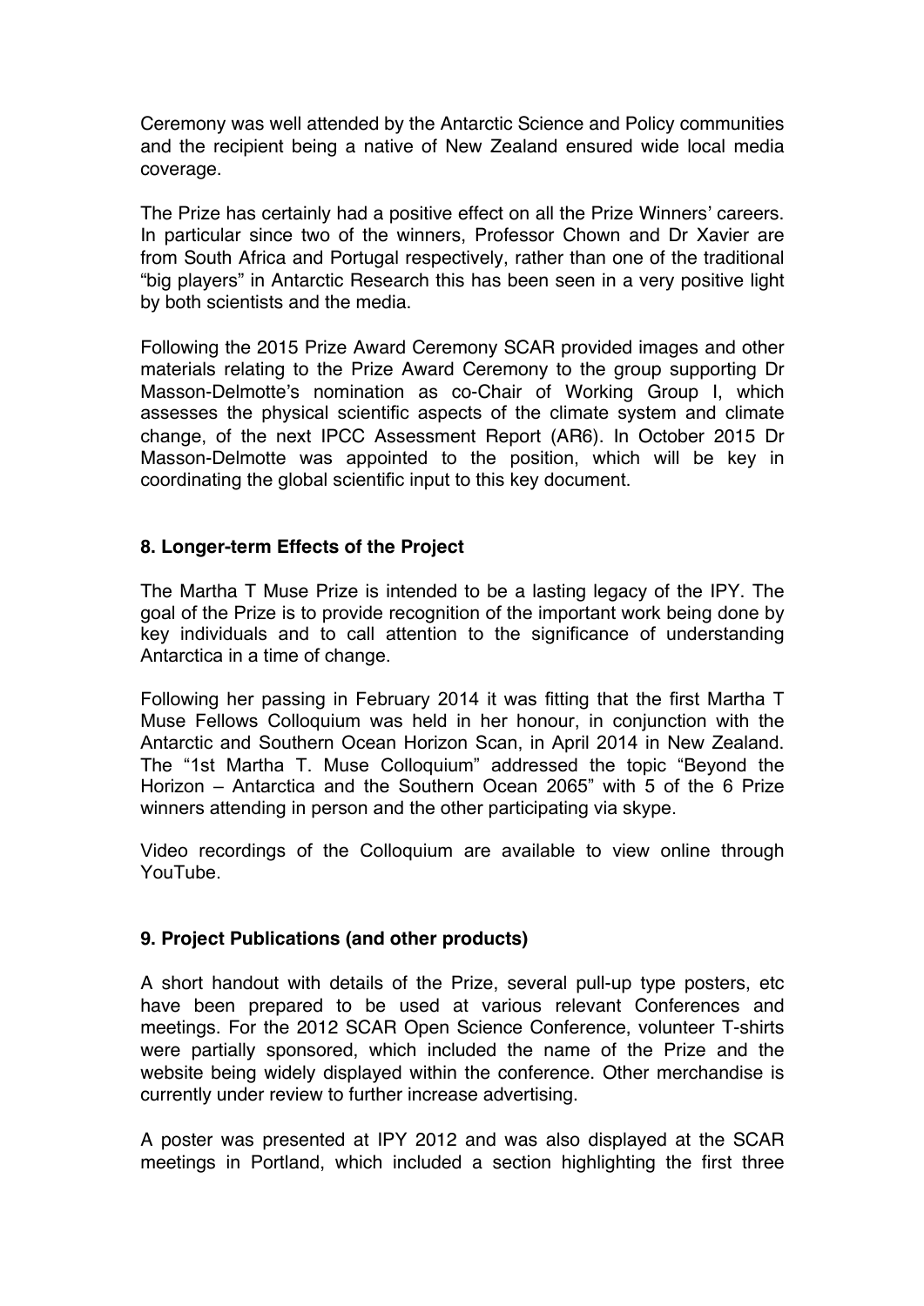Ceremony was well attended by the Antarctic Science and Policy communities and the recipient being a native of New Zealand ensured wide local media coverage.

The Prize has certainly had a positive effect on all the Prize Winners' careers. In particular since two of the winners, Professor Chown and Dr Xavier are from South Africa and Portugal respectively, rather than one of the traditional "big players" in Antarctic Research this has been seen in a very positive light by both scientists and the media.

Following the 2015 Prize Award Ceremony SCAR provided images and other materials relating to the Prize Award Ceremony to the group supporting Dr Masson-Delmotte's nomination as co-Chair of Working Group I, which assesses the physical scientific aspects of the climate system and climate change, of the next IPCC Assessment Report (AR6). In October 2015 Dr Masson-Delmotte was appointed to the position, which will be key in coordinating the global scientific input to this key document.

## 8. Longer-term Effects of the Project

The Martha T Muse Prize is intended to be a lasting legacy of the IPY. The goal of the Prize is to provide recognition of the important work being done by key individuals and to call attention to the significance of understanding Antarctica in a time of change.

Following her passing in February 2014 it was fitting that the first Martha T Muse Fellows Colloquium was held in her honour, in conjunction with the Antarctic and Southern Ocean Horizon Scan, in April 2014 in New Zealand. The "1st Martha T. Muse Colloquium" addressed the topic "Beyond the Horizon – Antarctica and the Southern Ocean 2065" with 5 of the 6 Prize winners attending in person and the other participating via skype.

Video recordings of the Colloquium are available to view online through YouTube.

## 9. Project Publications (and other products)

A short handout with details of the Prize, several pull-up type posters, etc have been prepared to be used at various relevant Conferences and meetings. For the 2012 SCAR Open Science Conference, volunteer T-shirts were partially sponsored, which included the name of the Prize and the website being widely displayed within the conference. Other merchandise is currently under review to further increase advertising.

A poster was presented at IPY 2012 and was also displayed at the SCAR meetings in Portland, which included a section highlighting the first three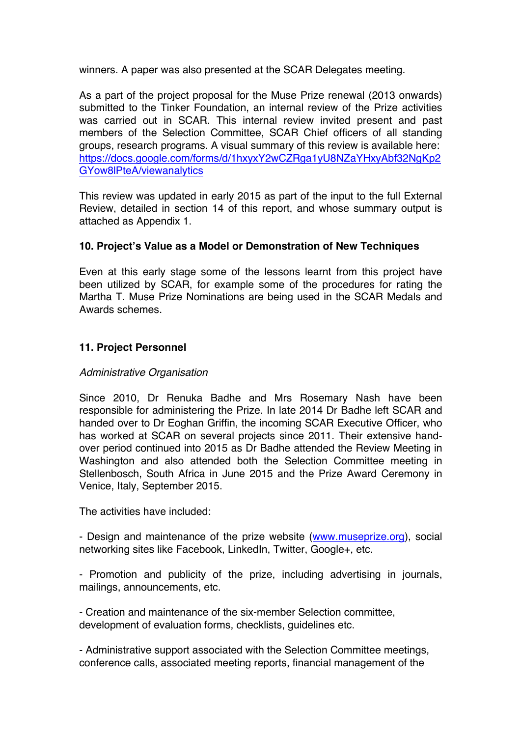winners. A paper was also presented at the SCAR Delegates meeting.

As a part of the project proposal for the Muse Prize renewal (2013 onwards) submitted to the Tinker Foundation, an internal review of the Prize activities was carried out in SCAR. This internal review invited present and past members of the Selection Committee, SCAR Chief officers of all standing groups, research programs. A visual summary of this review is available here: [https://docs.google.com/forms/d/1hxyxY2wCZRga1yU8NZaYHxyAbf32NgKp2GYow8lPteA/viewanalytics](https://docs.google.com/forms/d/1hxyxY2wCZRga1yU8NZaYHxyAbf32NgKp2GYow8lPteA/viewanalytics)

This review was updated in early 2015 as part of the input to the full External Review, detailed in section 14 of this report, and whose summary output is attached as Appendix 1.

## 10. Project's Value as a Model or Demonstration of New Techniques

Even at this early stage some of the lessons learnt from this project have been utilized by SCAR, for example some of the procedures for rating the Martha T. Muse Prize Nominations are being used in the SCAR Medals and Awards schemes.

## 11. Project Personnel

*Administrative Organisation*

Since 2010, Dr Renuka Badhe and Mrs Rosemary Nash have been responsible for administering the Prize. In late 2014 Dr Badhe left SCAR and handed over to Dr Eoghan Griffin, the incoming SCAR Executive Officer, who has worked at SCAR on several projects since 2011. Their extensive hand-over period continued into 2015 as Dr Badhe attended the Review Meeting in Washington and also attended both the Selection Committee meeting in Stellenbosch, South Africa in June 2015 and the Prize Award Ceremony in Venice, Italy, September 2015.

The activities have included:

- Design and maintenance of the prize website ([www.museprize.org](http://www.museprize.org)), social networking sites like Facebook, LinkedIn, Twitter, Google+, etc.

- Promotion and publicity of the prize, including advertising in journals, mailings, announcements, etc.

- Creation and maintenance of the six-member Selection committee, development of evaluation forms, checklists, guidelines etc.

- Administrative support associated with the Selection Committee meetings, conference calls, associated meeting reports, financial management of the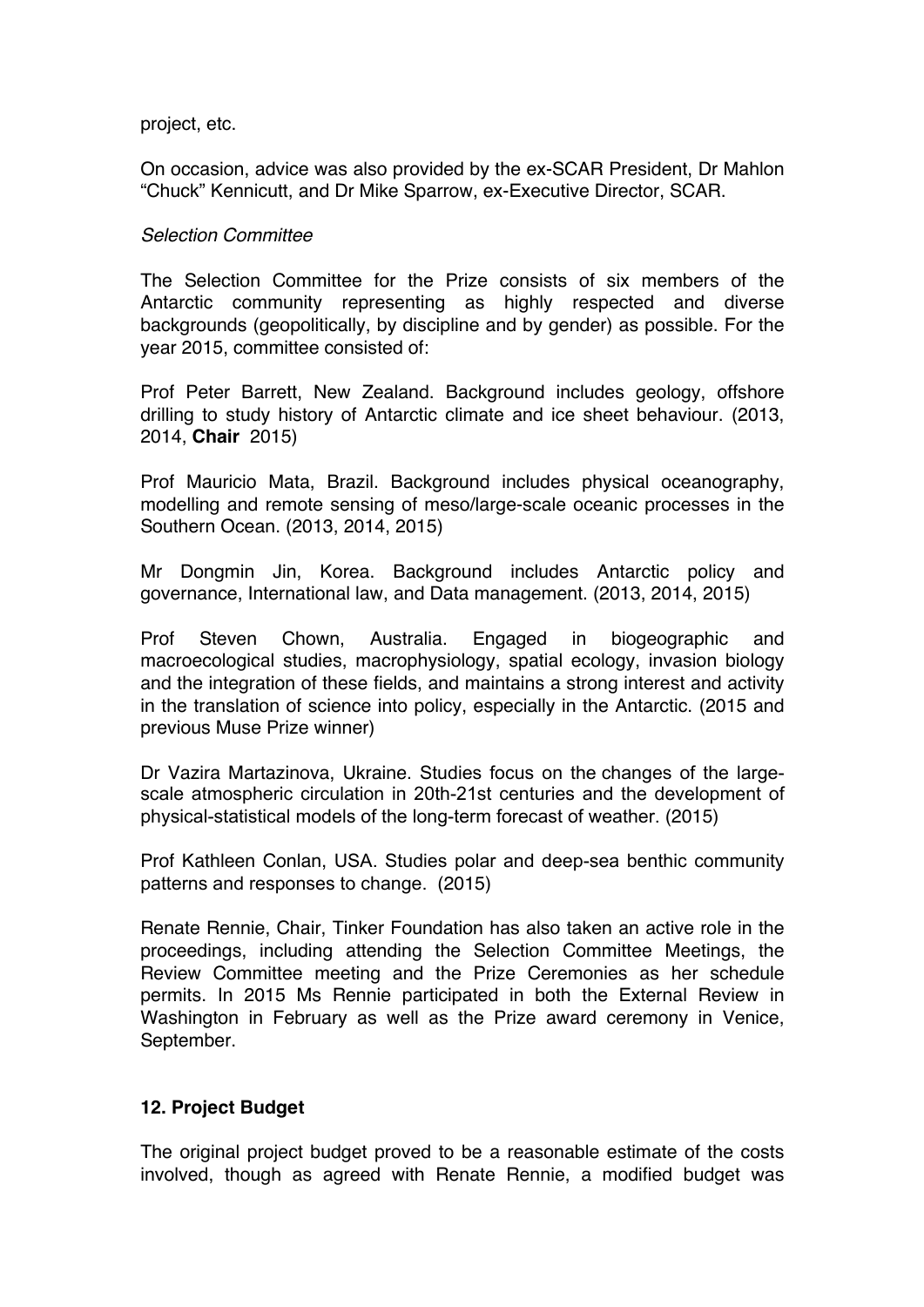project, etc.

On occasion, advice was also provided by the ex-SCAR President, Dr Mahlon "Chuck" Kennicutt, and Dr Mike Sparrow, ex-Executive Director, SCAR.

*Selection Committee*

The Selection Committee for the Prize consists of six members of the Antarctic community representing as highly respected and diverse backgrounds (geopolitically, by discipline and by gender) as possible. For the year 2015, committee consisted of:

Prof Peter Barrett, New Zealand. Background includes geology, offshore drilling to study history of Antarctic climate and ice sheet behaviour. (2013, 2014, **Chair** 2015)

Prof Mauricio Mata, Brazil. Background includes physical oceanography, modelling and remote sensing of meso/large-scale oceanic processes in the Southern Ocean. (2013, 2014, 2015)

Mr Dongmin Jin, Korea. Background includes Antarctic policy and governance, International law, and Data management. (2013, 2014, 2015)

Prof Steven Chown, Australia. Engaged in biogeographic and macroecological studies, macrophysiology, spatial ecology, invasion biology and the integration of these fields, and maintains a strong interest and activity in the translation of science into policy, especially in the Antarctic. (2015 and previous Muse Prize winner)

Dr Vazira Martazinova, Ukraine. Studies focus on the changes of the large-scale atmospheric circulation in 20th-21st centuries and the development of physical-statistical models of the long-term forecast of weather. (2015)

Prof Kathleen Conlan, USA. Studies polar and deep-sea benthic community patterns and responses to change. (2015)

Renate Rennie, Chair, Tinker Foundation has also taken an active role in the proceedings, including attending the Selection Committee Meetings, the Review Committee meeting and the Prize Ceremonies as her schedule permits. In 2015 Ms Rennie participated in both the External Review in Washington in February as well as the Prize award ceremony in Venice, September.

## 12. Project Budget

The original project budget proved to be a reasonable estimate of the costs involved, though as agreed with Renate Rennie, a modified budget was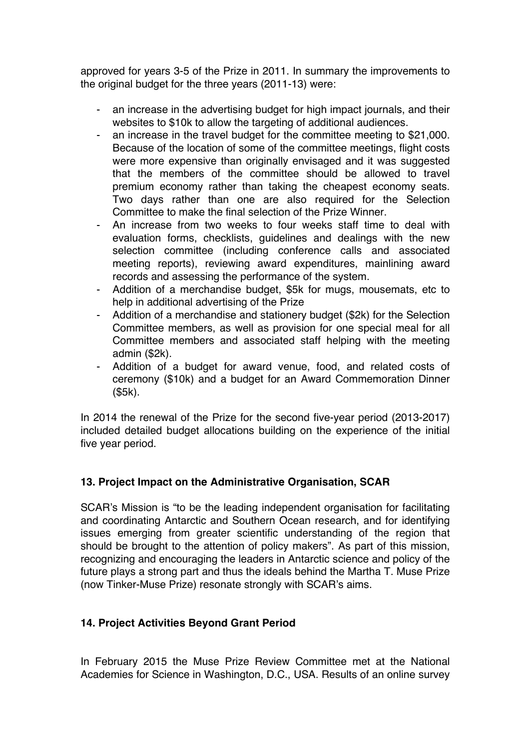approved for years 3-5 of the Prize in 2011. In summary the improvements to the original budget for the three years (2011-13) were:

- an increase in the advertising budget for high impact journals, and their websites to $10k to allow the targeting of additional audiences.
- an increase in the travel budget for the committee meeting to $21,000. Because of the location of some of the committee meetings, flight costs were more expensive than originally envisaged and it was suggested that the members of the committee should be allowed to travel premium economy rather than taking the cheapest economy seats. Two days rather than one are also required for the Selection Committee to make the final selection of the Prize Winner.
- An increase from two weeks to four weeks staff time to deal with evaluation forms, checklists, guidelines and dealings with the new selection committee (including conference calls and associated meeting reports), reviewing award expenditures, mainlining award records and assessing the performance of the system.
- Addition of a merchandise budget, $5k for mugs, mousemats, etc to help in additional advertising of the Prize
- Addition of a merchandise and stationery budget ($2k) for the Selection Committee members, as well as provision for one special meal for all Committee members and associated staff helping with the meeting admin ($2k).
- Addition of a budget for award venue, food, and related costs of ceremony ($10k) and a budget for an Award Commemoration Dinner ($5k).

In 2014 the renewal of the Prize for the second five-year period (2013-2017) included detailed budget allocations building on the experience of the initial five year period.

## 13. Project Impact on the Administrative Organisation, SCAR

SCAR's Mission is "to be the leading independent organisation for facilitating and coordinating Antarctic and Southern Ocean research, and for identifying issues emerging from greater scientific understanding of the region that should be brought to the attention of policy makers". As part of this mission, recognizing and encouraging the leaders in Antarctic science and policy of the future plays a strong part and thus the ideals behind the Martha T. Muse Prize (now Tinker-Muse Prize) resonate strongly with SCAR's aims.

## 14. Project Activities Beyond Grant Period

In February 2015 the Muse Prize Review Committee met at the National Academies for Science in Washington, D.C., USA. Results of an online survey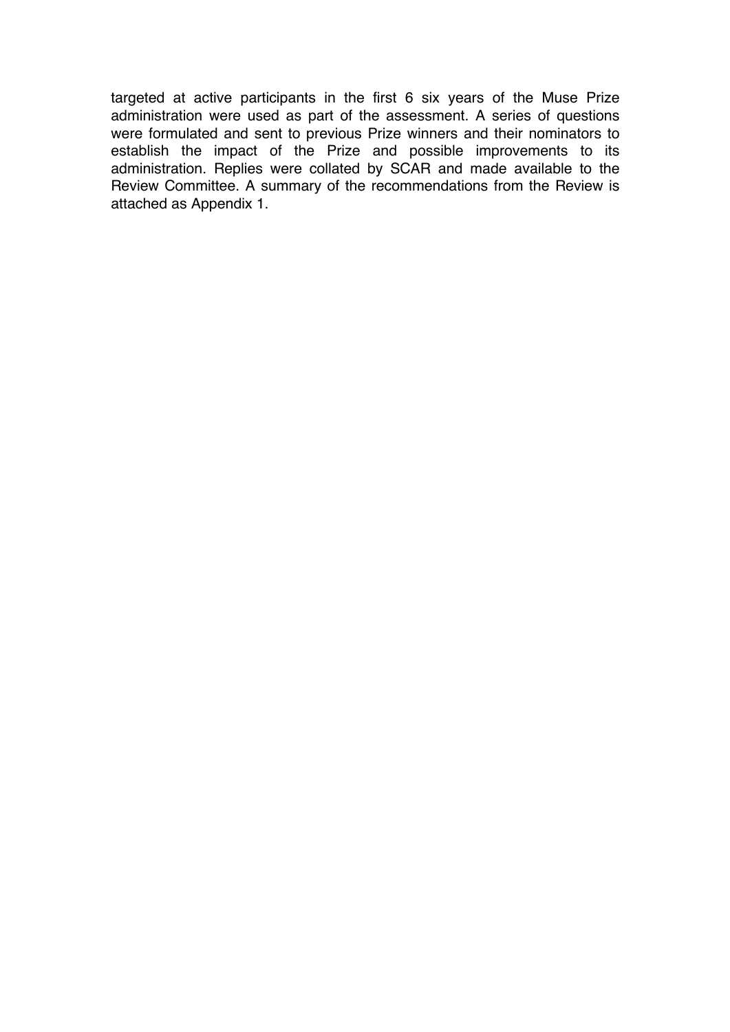targeted at active participants in the first 6 six years of the Muse Prize administration were used as part of the assessment. A series of questions were formulated and sent to previous Prize winners and their nominators to establish the impact of the Prize and possible improvements to its administration. Replies were collated by SCAR and made available to the Review Committee. A summary of the recommendations from the Review is attached as Appendix 1.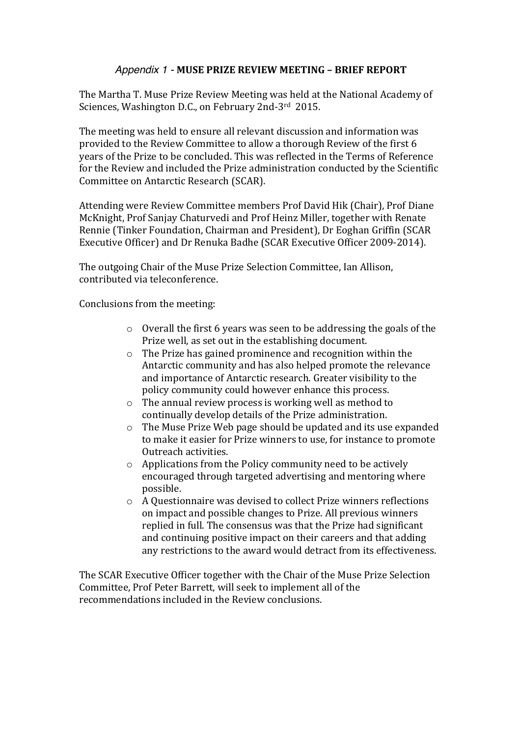## *Appendix 1* - MUSE PRIZE REVIEW MEETING – BRIEF REPORT

The Martha T. Muse Prize Review Meeting was held at the National Academy of Sciences, Washington D.C., on February 2nd-3rd 2015.

The meeting was held to ensure all relevant discussion and information was provided to the Review Committee to allow a thorough Review of the first 6 years of the Prize to be concluded. This was reflected in the Terms of Reference for the Review and included the Prize administration conducted by the Scientific Committee on Antarctic Research (SCAR).

Attending were Review Committee members Prof David Hik (Chair), Prof Diane McKnight, Prof Sanjay Chaturvedi and Prof Heinz Miller, together with Renate Rennie (Tinker Foundation, Chairman and President), Dr Eoghan Griffin (SCAR Executive Officer) and Dr Renuka Badhe (SCAR Executive Officer 2009-2014).

The outgoing Chair of the Muse Prize Selection Committee, Ian Allison, contributed via teleconference.

Conclusions from the meeting:

- Overall the first 6 years was seen to be addressing the goals of the Prize well, as set out in the establishing document.
- The Prize has gained prominence and recognition within the Antarctic community and has also helped promote the relevance and importance of Antarctic research. Greater visibility to the policy community could however enhance this process.
- The annual review process is working well as method to continually develop details of the Prize administration.
- The Muse Prize Web page should be updated and its use expanded to make it easier for Prize winners to use, for instance to promote Outreach activities.
- Applications from the Policy community need to be actively encouraged through targeted advertising and mentoring where possible.
- A Questionnaire was devised to collect Prize winners reflections on impact and possible changes to Prize. All previous winners replied in full. The consensus was that the Prize had significant and continuing positive impact on their careers and that adding any restrictions to the award would detract from its effectiveness.

The SCAR Executive Officer together with the Chair of the Muse Prize Selection Committee, Prof Peter Barrett, will seek to implement all of the recommendations included in the Review conclusions.